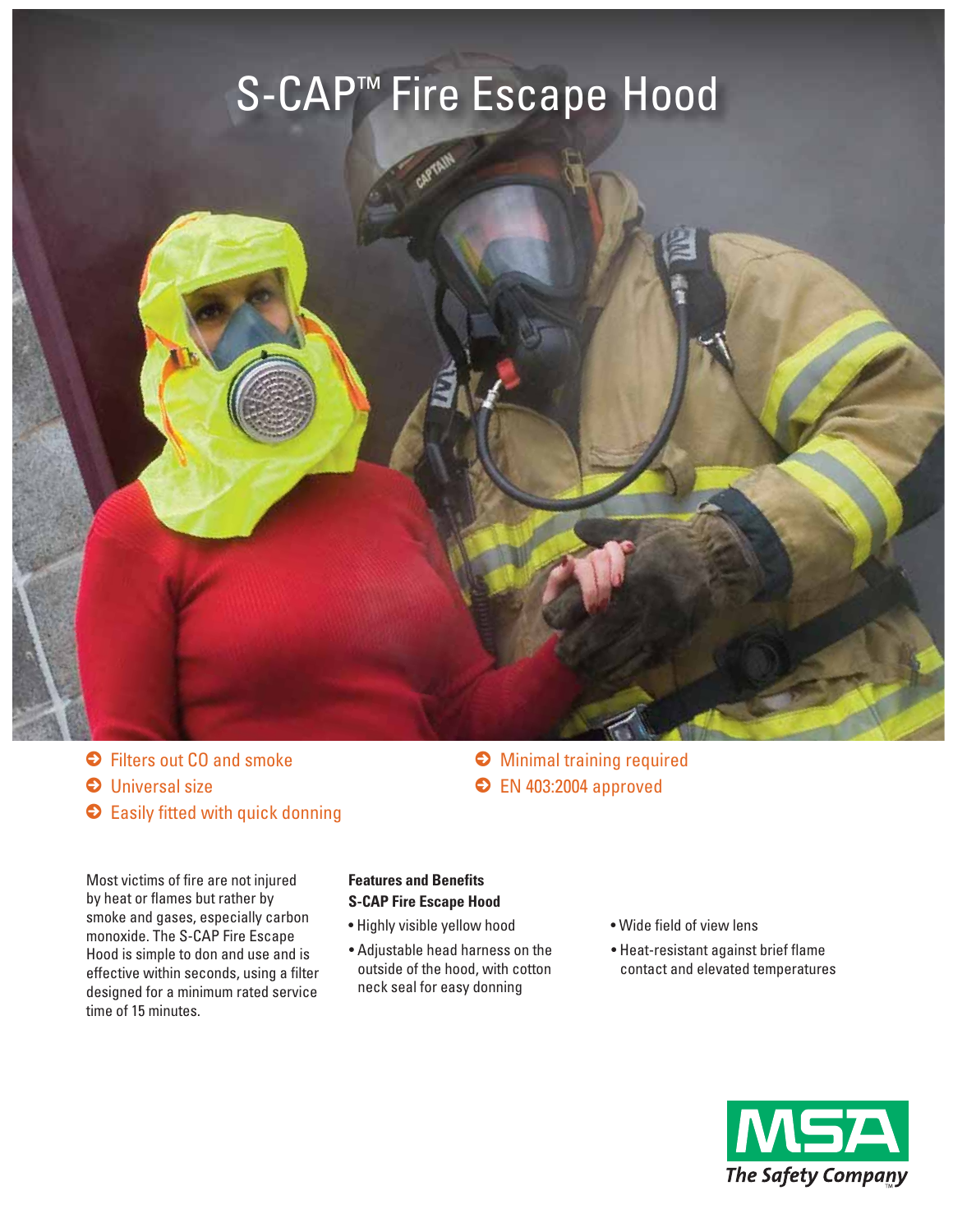# S-CAP™ Fire Escape Hood

- Filters out CO and smoke
- Universal size
- Easily fitted with quick donning
- Minimal training required
- EN 403:2004 approved

Most victims of fire are not injured by heat or flames but rather by smoke and gases, especially carbon monoxide. The S-CAP Fire Escape Hood is simple to don and use and is effective within seconds, using a filter designed for a minimum rated service time of 15 minutes.

**Features and Benefits**
**S-CAP Fire Escape Hood**

- Highly visible yellow hood
- Adjustable head harness on the outside of the hood, with cotton neck seal for easy donning
- Wide field of view lens
- Heat-resistant against brief flame contact and elevated temperatures

MSA
*The Safety Company*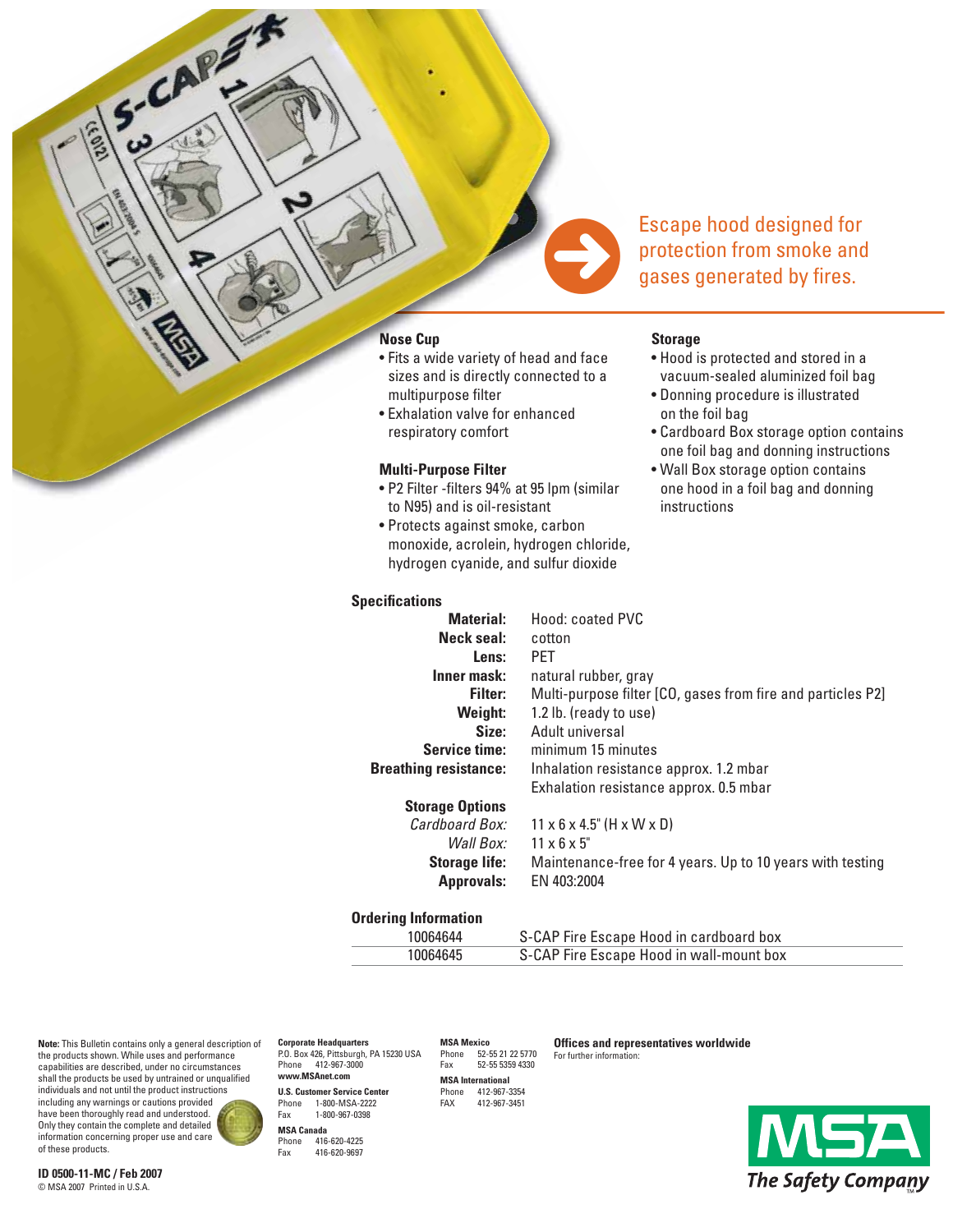Escape hood designed for protection from smoke and gases generated by fires.

### Nose Cup

- Fits a wide variety of head and face sizes and is directly connected to a multipurpose filter
- Exhalation valve for enhanced respiratory comfort

### Multi-Purpose Filter

- P2 Filter -filters 94% at 95 lpm (similar to N95) and is oil-resistant
- Protects against smoke, carbon monoxide, acrolein, hydrogen chloride, hydrogen cyanide, and sulfur dioxide

### Storage

- Hood is protected and stored in a vacuum-sealed aluminized foil bag
- Donning procedure is illustrated on the foil bag
- Cardboard Box storage option contains one foil bag and donning instructions
- Wall Box storage option contains one hood in a foil bag and donning instructions

### Specifications

| | |
|---|---|
| **Material:** | Hood: coated PVC |
| **Neck seal:** | cotton |
| **Lens:** | PET |
| **Inner mask:** | natural rubber, gray |
| **Filter:** | Multi-purpose filter [CO, gases from fire and particles P2] |
| **Weight:** | 1.2 lb. (ready to use) |
| **Size:** | Adult universal |
| **Service time:** | minimum 15 minutes |
| **Breathing resistance:** | Inhalation resistance approx. 1.2 mbar<br>Exhalation resistance approx. 0.5 mbar |
| **Storage Options** | |
| *Cardboard Box:* | 11 x 6 x 4.5" (H x W x D) |
| *Wall Box:* | 11 x 6 x 5" |
| **Storage life:** | Maintenance-free for 4 years. Up to 10 years with testing |
| **Approvals:** | EN 403:2004 |

### Ordering Information

| | |
|---|---|
| 10064644 | S-CAP Fire Escape Hood in cardboard box |
| 10064645 | S-CAP Fire Escape Hood in wall-mount box |

**Note:** This Bulletin contains only a general description of the products shown. While uses and performance capabilities are described, under no circumstances shall the products be used by untrained or unqualified individuals and not until the product instructions including any warnings or cautions provided have been thoroughly read and understood. Only they contain the complete and detailed information concerning proper use and care of these products.

**Corporate Headquarters**
P.O. Box 426, Pittsburgh, PA 15230 USA
Phone 412-967-3000
**www.MSAnet.com**

**U.S. Customer Service Center**
Phone 1-800-MSA-2222
Fax 1-800-967-0398

**MSA Canada**
Phone 416-620-4225
Fax 416-620-9697

**MSA Mexico**
Phone 52-55 21 22 5770
Fax 52-55 5359 4330

**MSA International**
Phone 412-967-3354
FAX 412-967-3451

**Offices and representatives worldwide**
For further information:

**ID 0500-11-MC / Feb 2007**
© MSA 2007 Printed in U.S.A.

MSA
The Safety Company